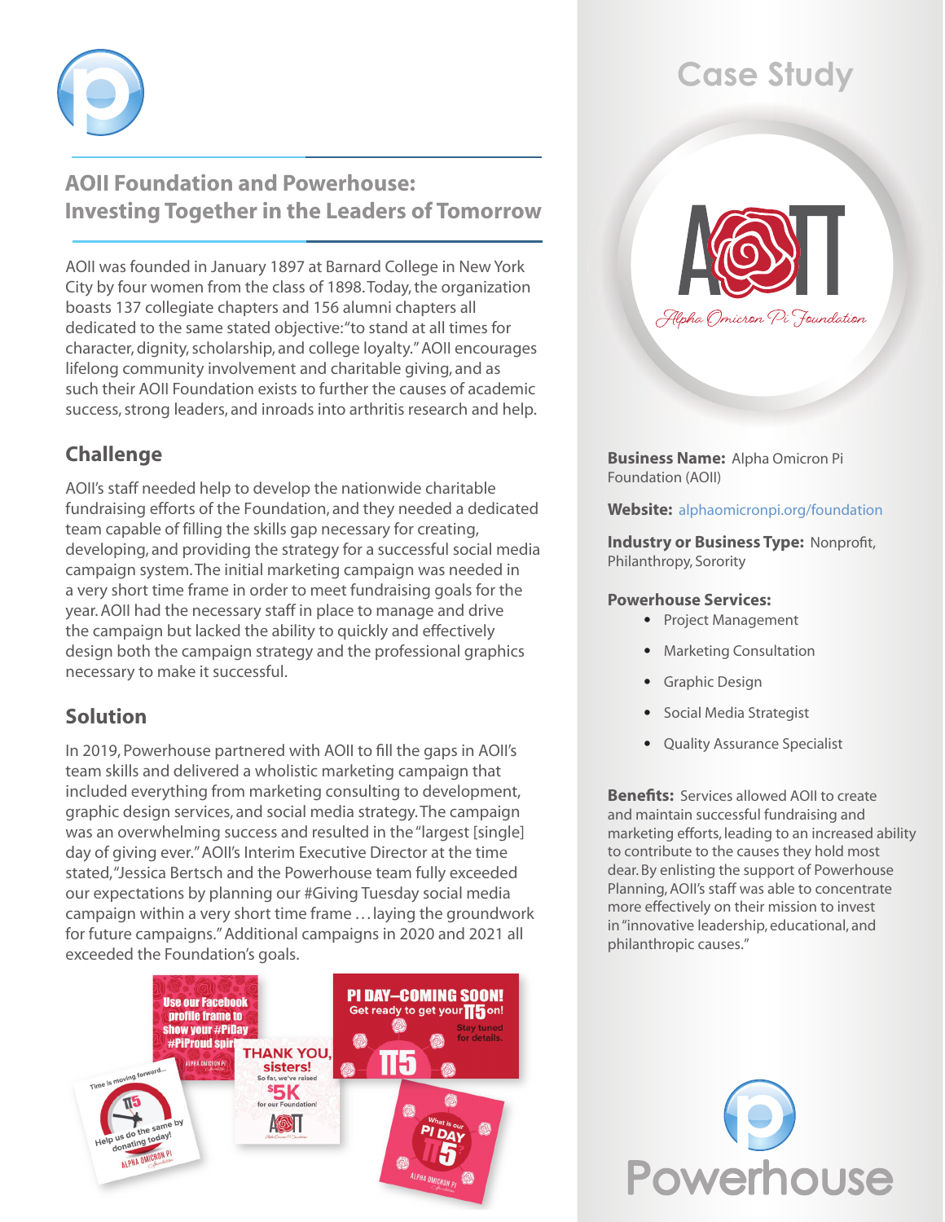# AOII Foundation and Powerhouse: Investing Together in the Leaders of Tomorrow

AOII was founded in January 1897 at Barnard College in New York City by four women from the class of 1898. Today, the organization boasts 137 collegiate chapters and 156 alumni chapters all dedicated to the same stated objective: "to stand at all times for character, dignity, scholarship, and college loyalty." AOII encourages lifelong community involvement and charitable giving, and as such their AOII Foundation exists to further the causes of academic success, strong leaders, and inroads into arthritis research and help.

## Challenge

AOII's staff needed help to develop the nationwide charitable fundraising efforts of the Foundation, and they needed a dedicated team capable of filling the skills gap necessary for creating, developing, and providing the strategy for a successful social media campaign system. The initial marketing campaign was needed in a very short time frame in order to meet fundraising goals for the year. AOII had the necessary staff in place to manage and drive the campaign but lacked the ability to quickly and effectively design both the campaign strategy and the professional graphics necessary to make it successful.

## Solution

In 2019, Powerhouse partnered with AOII to fill the gaps in AOII's team skills and delivered a wholistic marketing campaign that included everything from marketing consulting to development, graphic design services, and social media strategy. The campaign was an overwhelming success and resulted in the "largest [single] day of giving ever." AOII's Interim Executive Director at the time stated, "Jessica Bertsch and the Powerhouse team fully exceeded our expectations by planning our #Giving Tuesday social media campaign within a very short time frame … laying the groundwork for future campaigns." Additional campaigns in 2020 and 2021 all exceeded the Foundation's goals.

# Case Study

**Business Name:** Alpha Omicron Pi Foundation (AOII)

**Website:** alphaomicronpi.org/foundation

**Industry or Business Type:** Nonprofit, Philanthropy, Sorority

**Powerhouse Services:**

- Project Management
- Marketing Consultation
- Graphic Design
- Social Media Strategist
- Quality Assurance Specialist

**Benefits:** Services allowed AOII to create and maintain successful fundraising and marketing efforts, leading to an increased ability to contribute to the causes they hold most dear. By enlisting the support of Powerhouse Planning, AOII's staff was able to concentrate more effectively on their mission to invest in "innovative leadership, educational, and philanthropic causes."

Powerhouse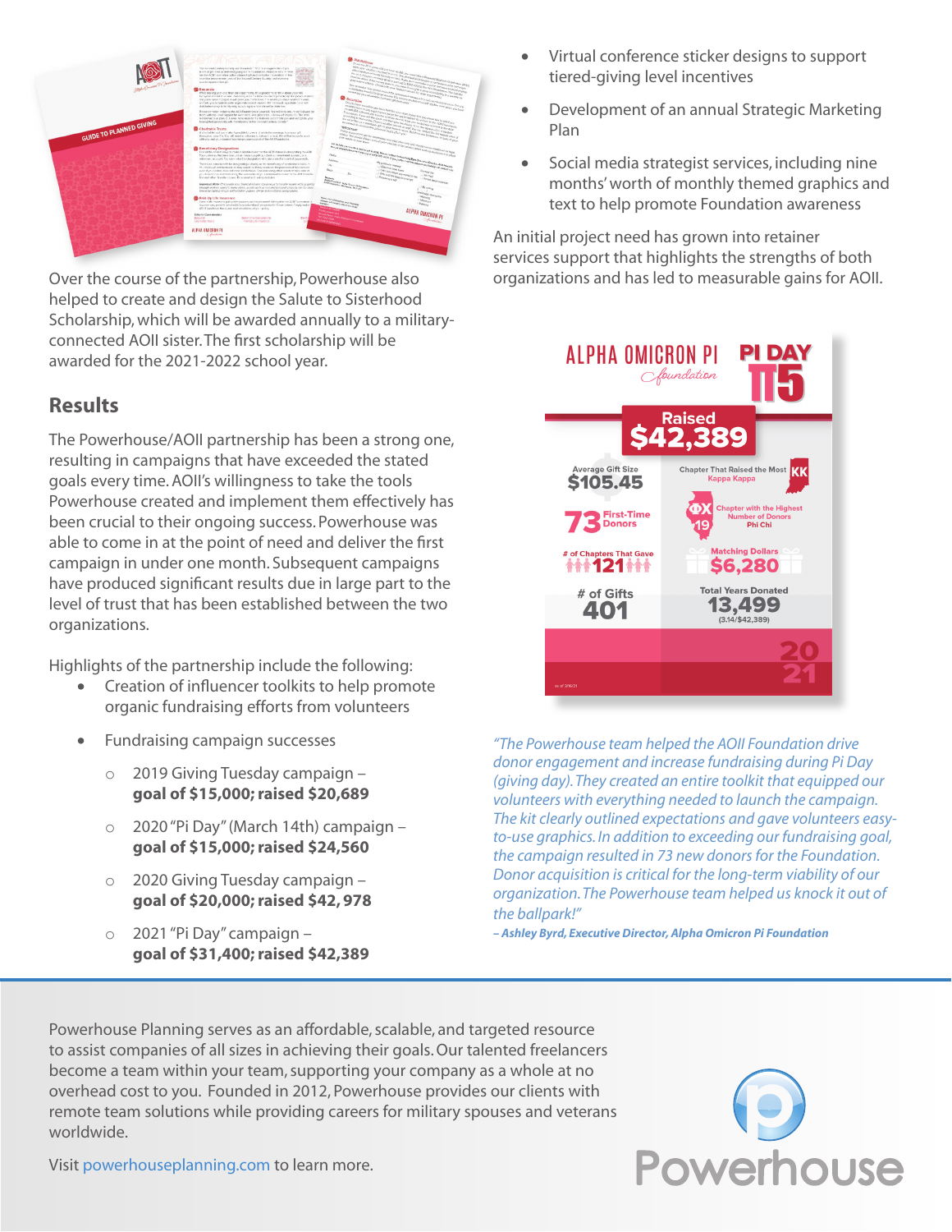Over the course of the partnership, Powerhouse also helped to create and design the Salute to Sisterhood Scholarship, which will be awarded annually to a military-connected AOII sister. The first scholarship will be awarded for the 2021-2022 school year.

## Results

The Powerhouse/AOII partnership has been a strong one, resulting in campaigns that have exceeded the stated goals every time. AOII's willingness to take the tools Powerhouse created and implement them effectively has been crucial to their ongoing success. Powerhouse was able to come in at the point of need and deliver the first campaign in under one month. Subsequent campaigns have produced significant results due in large part to the level of trust that has been established between the two organizations.

Highlights of the partnership include the following:

- Creation of influencer toolkits to help promote organic fundraising efforts from volunteers
- Fundraising campaign successes
  - 2019 Giving Tuesday campaign – **goal of $15,000; raised $20,689**
  - 2020 "Pi Day" (March 14th) campaign – **goal of $15,000; raised $24,560**
  - 2020 Giving Tuesday campaign – **goal of $20,000; raised $42, 978**
  - 2021 "Pi Day" campaign – **goal of $31,400; raised $42,389**
- Virtual conference sticker designs to support tiered-giving level incentives
- Development of an annual Strategic Marketing Plan
- Social media strategist services, including nine months' worth of monthly themed graphics and text to help promote Foundation awareness

An initial project need has grown into retainer services support that highlights the strengths of both organizations and has led to measurable gains for AOII.

ALPHA OMICRON PI Foundation
PI DAY
Raised $42,389
Average Gift Size $105.45
Chapter That Raised the Most Kappa Kappa
73 First-Time Donors
Chapter with the Highest Number of Donors Phi Chi
# of Chapters That Gave 121
Matching Dollars $6,280
# of Gifts 401
Total Years Donated 13,499 (3.14/$42,389)
2021

*"The Powerhouse team helped the AOII Foundation drive donor engagement and increase fundraising during Pi Day (giving day). They created an entire toolkit that equipped our volunteers with everything needed to launch the campaign. The kit clearly outlined expectations and gave volunteers easy-to-use graphics. In addition to exceeding our fundraising goal, the campaign resulted in 73 new donors for the Foundation. Donor acquisition is critical for the long-term viability of our organization. The Powerhouse team helped us knock it out of the ballpark!"*

***– Ashley Byrd, Executive Director, Alpha Omicron Pi Foundation***

Powerhouse Planning serves as an affordable, scalable, and targeted resource to assist companies of all sizes in achieving their goals. Our talented freelancers become a team within your team, supporting your company as a whole at no overhead cost to you. Founded in 2012, Powerhouse provides our clients with remote team solutions while providing careers for military spouses and veterans worldwide.

Visit powerhouseplanning.com to learn more.

Powerhouse